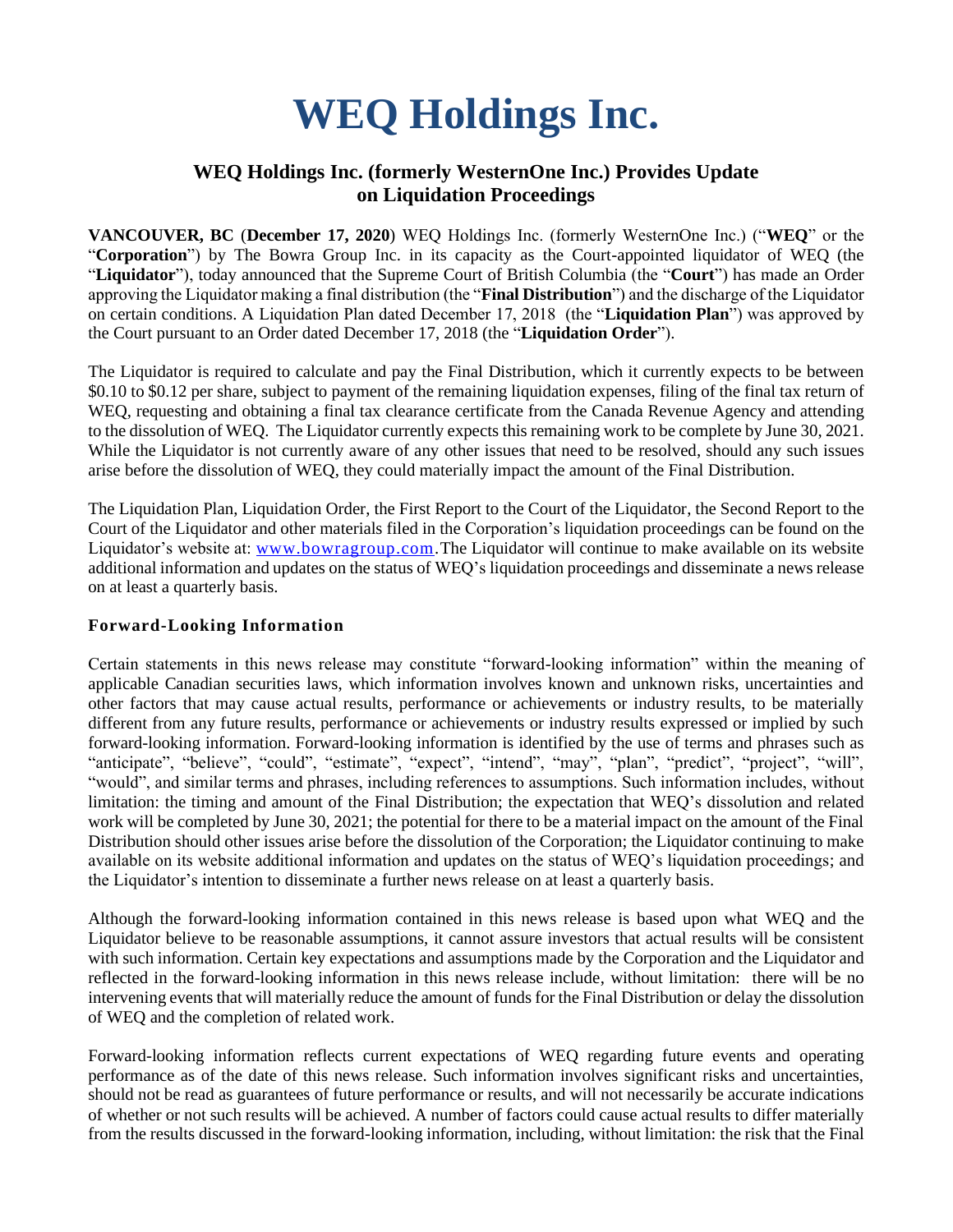# WEQ Holdings Inc.

## WEQ Holdings Inc. (formerly WesternOne Inc.) Provides Update on Liquidation Proceedings

**VANCOUVER, BC** (**December 17, 2020**) WEQ Holdings Inc. (formerly WesternOne Inc.) ("**WEQ**" or the "**Corporation**") by The Bowra Group Inc. in its capacity as the Court-appointed liquidator of WEQ (the "**Liquidator**"), today announced that the Supreme Court of British Columbia (the "**Court**") has made an Order approving the Liquidator making a final distribution (the "**Final Distribution**") and the discharge of the Liquidator on certain conditions. A Liquidation Plan dated December 17, 2018 (the "**Liquidation Plan**") was approved by the Court pursuant to an Order dated December 17, 2018 (the "**Liquidation Order**").

The Liquidator is required to calculate and pay the Final Distribution, which it currently expects to be between \$0.10 to \$0.12 per share, subject to payment of the remaining liquidation expenses, filing of the final tax return of WEQ, requesting and obtaining a final tax clearance certificate from the Canada Revenue Agency and attending to the dissolution of WEQ. The Liquidator currently expects this remaining work to be complete by June 30, 2021. While the Liquidator is not currently aware of any other issues that need to be resolved, should any such issues arise before the dissolution of WEQ, they could materially impact the amount of the Final Distribution.

The Liquidation Plan, Liquidation Order, the First Report to the Court of the Liquidator, the Second Report to the Court of the Liquidator and other materials filed in the Corporation's liquidation proceedings can be found on the Liquidator's website at: www.bowragroup.com. The Liquidator will continue to make available on its website additional information and updates on the status of WEQ's liquidation proceedings and disseminate a news release on at least a quarterly basis.

### Forward-Looking Information

Certain statements in this news release may constitute "forward-looking information" within the meaning of applicable Canadian securities laws, which information involves known and unknown risks, uncertainties and other factors that may cause actual results, performance or achievements or industry results, to be materially different from any future results, performance or achievements or industry results expressed or implied by such forward-looking information. Forward-looking information is identified by the use of terms and phrases such as "anticipate", "believe", "could", "estimate", "expect", "intend", "may", "plan", "predict", "project", "will", "would", and similar terms and phrases, including references to assumptions. Such information includes, without limitation: the timing and amount of the Final Distribution; the expectation that WEQ's dissolution and related work will be completed by June 30, 2021; the potential for there to be a material impact on the amount of the Final Distribution should other issues arise before the dissolution of the Corporation; the Liquidator continuing to make available on its website additional information and updates on the status of WEQ's liquidation proceedings; and the Liquidator's intention to disseminate a further news release on at least a quarterly basis.

Although the forward-looking information contained in this news release is based upon what WEQ and the Liquidator believe to be reasonable assumptions, it cannot assure investors that actual results will be consistent with such information. Certain key expectations and assumptions made by the Corporation and the Liquidator and reflected in the forward-looking information in this news release include, without limitation: there will be no intervening events that will materially reduce the amount of funds for the Final Distribution or delay the dissolution of WEQ and the completion of related work.

Forward-looking information reflects current expectations of WEQ regarding future events and operating performance as of the date of this news release. Such information involves significant risks and uncertainties, should not be read as guarantees of future performance or results, and will not necessarily be accurate indications of whether or not such results will be achieved. A number of factors could cause actual results to differ materially from the results discussed in the forward-looking information, including, without limitation: the risk that the Final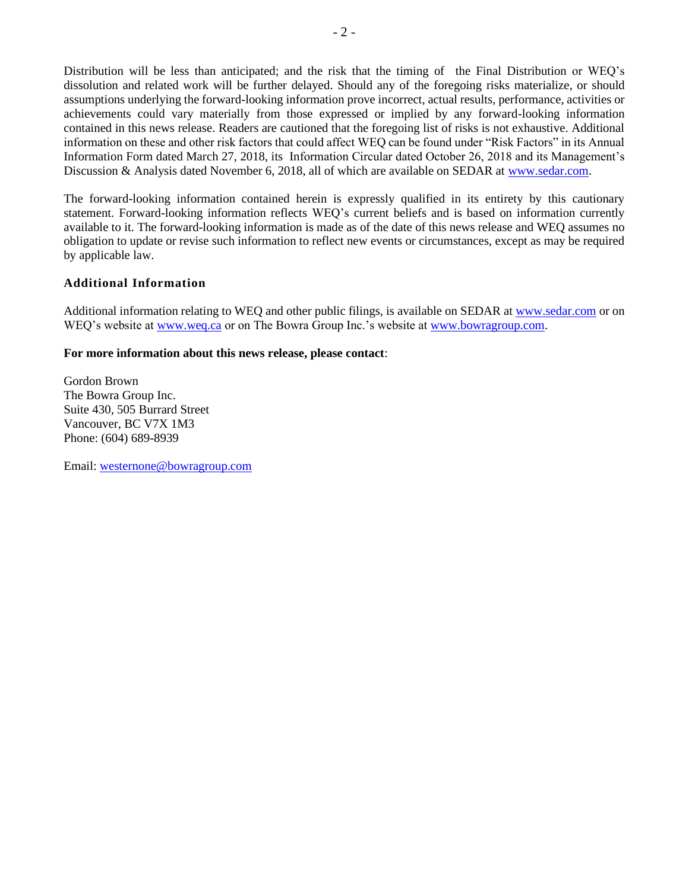Distribution will be less than anticipated; and the risk that the timing of the Final Distribution or WEQ's dissolution and related work will be further delayed. Should any of the foregoing risks materialize, or should assumptions underlying the forward-looking information prove incorrect, actual results, performance, activities or achievements could vary materially from those expressed or implied by any forward-looking information contained in this news release. Readers are cautioned that the foregoing list of risks is not exhaustive. Additional information on these and other risk factors that could affect WEQ can be found under "Risk Factors" in its Annual Information Form dated March 27, 2018, its Information Circular dated October 26, 2018 and its Management's Discussion & Analysis dated November 6, 2018, all of which are available on SEDAR at www.sedar.com.

The forward-looking information contained herein is expressly qualified in its entirety by this cautionary statement. Forward-looking information reflects WEQ's current beliefs and is based on information currently available to it. The forward-looking information is made as of the date of this news release and WEQ assumes no obligation to update or revise such information to reflect new events or circumstances, except as may be required by applicable law.

### Additional Information

Additional information relating to WEQ and other public filings, is available on SEDAR at www.sedar.com or on WEQ's website at www.weq.ca or on The Bowra Group Inc.'s website at www.bowragroup.com.

**For more information about this news release, please contact**:

Gordon Brown
The Bowra Group Inc.
Suite 430, 505 Burrard Street
Vancouver, BC V7X 1M3
Phone: (604) 689-8939

Email: westernone@bowragroup.com